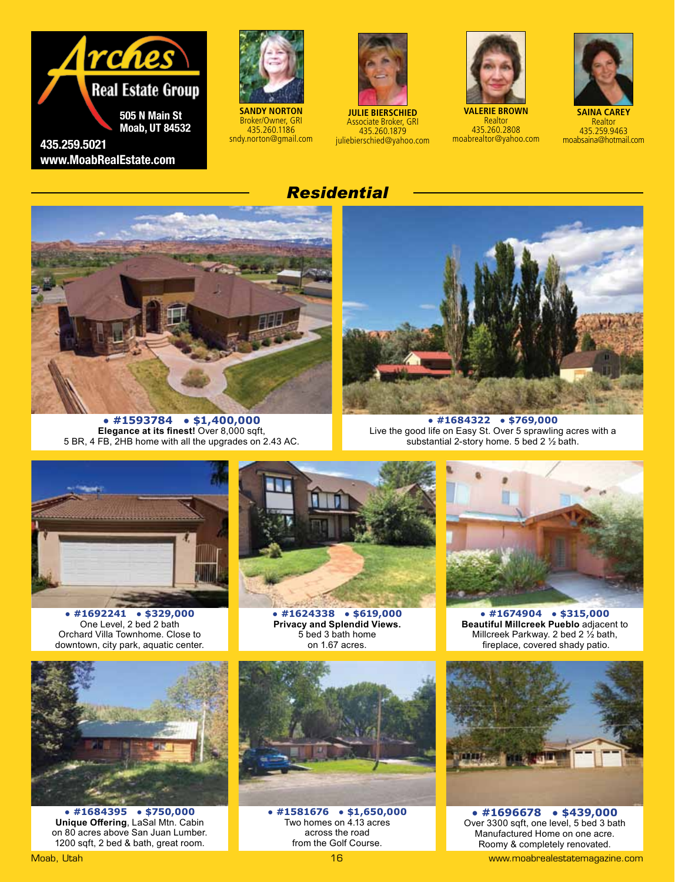**Arches Real Estate Group**

505 N Main St
Moab, UT 84532

435.259.5021
www.MoabRealEstate.com

**SANDY NORTON**
Broker/Owner, GRI
435.260.1186
sndy.norton@gmail.com

**JULIE BIERSCHIED**
Associate Broker, GRI
435.260.1879
juliebierschied@yahoo.com

**VALERIE BROWN**
Realtor
435.260.2808
moabrealtor@yahoo.com

**SAINA CAREY**
Realtor
435.259.9463
moabsaina@hotmail.com

## *Residential*

**• #1593784 • $1,400,000**
**Elegance at its finest!** Over 8,000 sqft, 5 BR, 4 FB, 2HB home with all the upgrades on 2.43 AC.

**• #1684322 • $769,000**
Live the good life on Easy St. Over 5 sprawling acres with a substantial 2-story home. 5 bed 2 ½ bath.

**• #1692241 • $329,000**
One Level, 2 bed 2 bath Orchard Villa Townhome. Close to downtown, city park, aquatic center.

**• #1624338 • $619,000**
**Privacy and Splendid Views.** 5 bed 3 bath home on 1.67 acres.

**• #1674904 • $315,000**
**Beautiful Millcreek Pueblo** adjacent to Millcreek Parkway. 2 bed 2 ½ bath, fireplace, covered shady patio.

**• #1684395 • $750,000**
**Unique Offering**, LaSal Mtn. Cabin on 80 acres above San Juan Lumber. 1200 sqft, 2 bed & bath, great room.

**• #1581676 • $1,650,000**
Two homes on 4.13 acres across the road from the Golf Course.

**• #1696678 • $439,000**
Over 3300 sqft, one level, 5 bed 3 bath Manufactured Home on one acre. Roomy & completely renovated.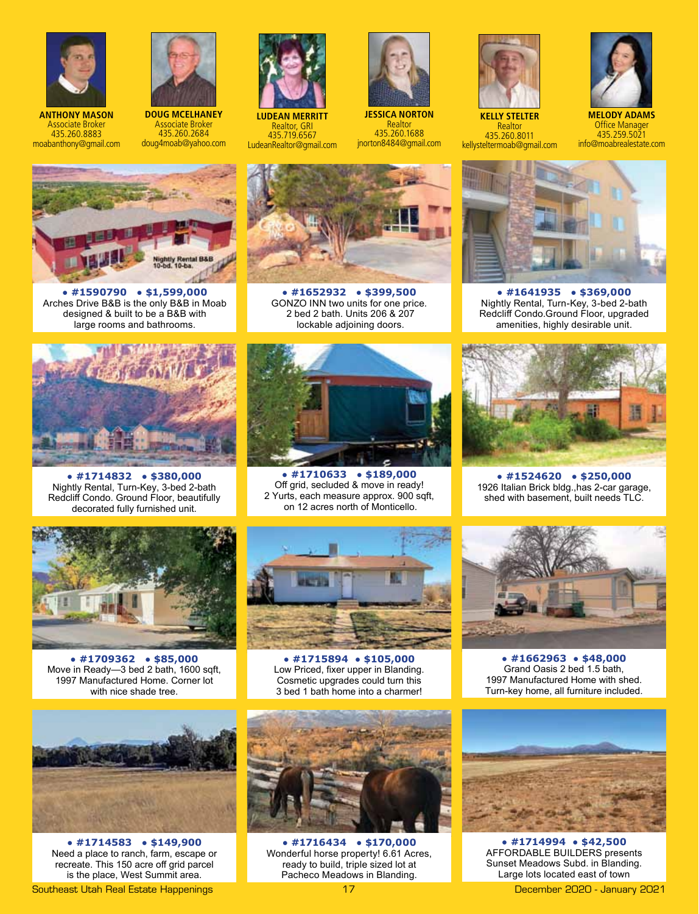**ANTHONY MASON**
Associate Broker
435.260.8883
moabanthony@gmail.com

**DOUG MCELHANEY**
Associate Broker
435.260.2684
doug4moab@yahoo.com

**LUDEAN MERRITT**
Realtor, GRI
435.719.6567
LudeanRealtor@gmail.com

**JESSICA NORTON**
Realtor
435.260.1688
jnorton8484@gmail.com

**KELLY STELTER**
Realtor
435.260.8011
kellysteltermoab@gmail.com

**MELODY ADAMS**
Office Manager
435.259.5021
info@moabrealestate.com

**• #1590790 • $1,599,000**
Arches Drive B&B is the only B&B in Moab designed & built to be a B&B with large rooms and bathrooms.

**• #1652932 • $399,500**
GONZO INN two units for one price. 2 bed 2 bath. Units 206 & 207 lockable adjoining doors.

**• #1641935 • $369,000**
Nightly Rental, Turn-Key, 3-bed 2-bath Redcliff Condo.Ground Floor, upgraded amenities, highly desirable unit.

**• #1714832 • $380,000**
Nightly Rental, Turn-Key, 3-bed 2-bath Redcliff Condo. Ground Floor, beautifully decorated fully furnished unit.

**• #1710633 • $189,000**
Off grid, secluded & move in ready! 2 Yurts, each measure approx. 900 sqft, on 12 acres north of Monticello.

**• #1524620 • $250,000**
1926 Italian Brick bldg.,has 2-car garage, shed with basement, built needs TLC.

**• #1709362 • $85,000**
Move in Ready—3 bed 2 bath, 1600 sqft, 1997 Manufactured Home. Corner lot with nice shade tree.

**• #1715894 • $105,000**
Low Priced, fixer upper in Blanding. Cosmetic upgrades could turn this 3 bed 1 bath home into a charmer!

**• #1662963 • $48,000**
Grand Oasis 2 bed 1.5 bath, 1997 Manufactured Home with shed. Turn-key home, all furniture included.

**• #1714583 • $149,900**
Need a place to ranch, farm, escape or recreate. This 150 acre off grid parcel is the place, West Summit area.

**• #1716434 • $170,000**
Wonderful horse property! 6.61 Acres, ready to build, triple sized lot at Pacheco Meadows in Blanding.

**• #1714994 • $42,500**
AFFORDABLE BUILDERS presents Sunset Meadows Subd. in Blanding. Large lots located east of town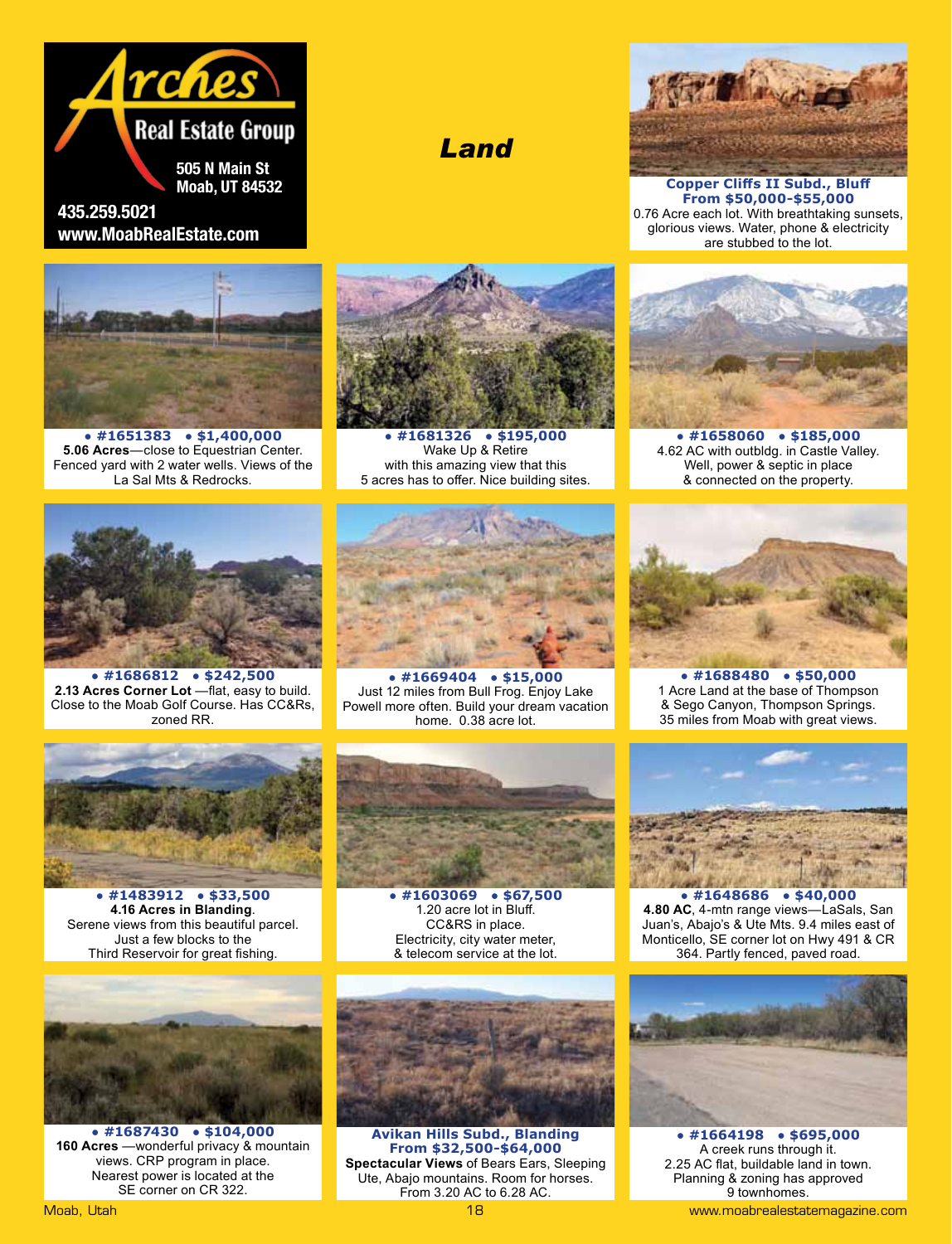**Arches Real Estate Group**
505 N Main St
Moab, UT 84532
435.259.5021
www.MoabRealEstate.com

# Land

**Copper Cliffs II Subd., Bluff**
**From $50,000-$55,000**
0.76 Acre each lot. With breathtaking sunsets, glorious views. Water, phone & electricity are stubbed to the lot.

**• #1651383 • $1,400,000**
**5.06 Acres**—close to Equestrian Center. Fenced yard with 2 water wells. Views of the La Sal Mts & Redrocks.

**• #1681326 • $195,000**
Wake Up & Retire with this amazing view that this 5 acres has to offer. Nice building sites.

**• #1658060 • $185,000**
4.62 AC with outbldg. in Castle Valley. Well, power & septic in place & connected on the property.

**• #1686812 • $242,500**
**2.13 Acres Corner Lot** —flat, easy to build. Close to the Moab Golf Course. Has CC&Rs, zoned RR.

**• #1669404 • $15,000**
Just 12 miles from Bull Frog. Enjoy Lake Powell more often. Build your dream vacation home. 0.38 acre lot.

**• #1688480 • $50,000**
1 Acre Land at the base of Thompson & Sego Canyon, Thompson Springs. 35 miles from Moab with great views.

**• #1483912 • $33,500**
**4.16 Acres in Blanding**.
Serene views from this beautiful parcel. Just a few blocks to the Third Reservoir for great fishing.

**• #1603069 • $67,500**
1.20 acre lot in Bluff.
CC&RS in place.
Electricity, city water meter, & telecom service at the lot.

**• #1648686 • $40,000**
**4.80 AC**, 4-mtn range views—LaSals, San Juan's, Abajo's & Ute Mts. 9.4 miles east of Monticello, SE corner lot on Hwy 491 & CR 364. Partly fenced, paved road.

**• #1687430 • $104,000**
**160 Acres** —wonderful privacy & mountain views. CRP program in place. Nearest power is located at the SE corner on CR 322.

**Avikan Hills Subd., Blanding**
**From $32,500-$64,000**
**Spectacular Views** of Bears Ears, Sleeping Ute, Abajo mountains. Room for horses. From 3.20 AC to 6.28 AC.

**• #1664198 • $695,000**
A creek runs through it.
2.25 AC flat, buildable land in town. Planning & zoning has approved 9 townhomes.